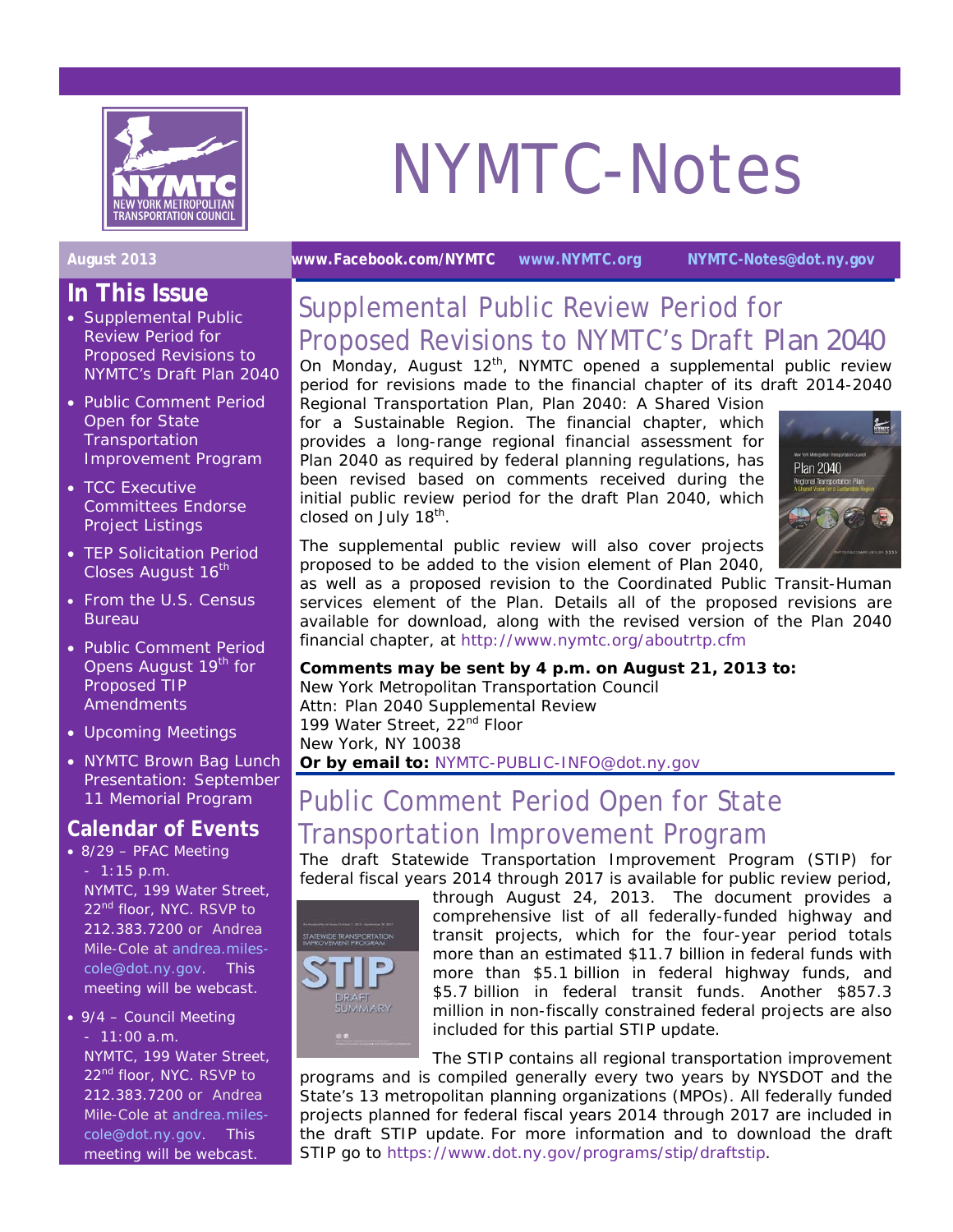# NYMTC-Notes

**August 2013** | **www.Facebook.com/NYMTC** | **www.NYMTC.org** | **NYMTC-Notes@dot.ny.gov**

## In This Issue

- Supplemental Public Review Period for Proposed Revisions to NYMTC's Draft Plan 2040
- Public Comment Period Open for State Transportation Improvement Program
- TCC Executive Committees Endorse Project Listings
- TEP Solicitation Period Closes August 16th
- From the U.S. Census Bureau
- Public Comment Period Opens August 19th for Proposed TIP Amendments
- Upcoming Meetings
- NYMTC Brown Bag Lunch Presentation: September 11 Memorial Program

## Calendar of Events

- 8/29 – PFAC Meeting - 1:15 p.m. NYMTC, 199 Water Street, 22nd floor, NYC. RSVP to 212.383.7200 or Andrea Mile-Cole at andrea.miles-cole@dot.ny.gov. This meeting will be webcast.
- 9/4 – Council Meeting - 11:00 a.m. NYMTC, 199 Water Street, 22nd floor, NYC. RSVP to 212.383.7200 or Andrea Mile-Cole at andrea.miles-cole@dot.ny.gov. This meeting will be webcast.

## Supplemental Public Review Period for Proposed Revisions to NYMTC's Draft Plan 2040

On Monday, August 12th, NYMTC opened a supplemental public review period for revisions made to the financial chapter of its draft 2014-2040 Regional Transportation Plan, Plan 2040: A Shared Vision for a Sustainable Region. The financial chapter, which provides a long-range regional financial assessment for Plan 2040 as required by federal planning regulations, has been revised based on comments received during the initial public review period for the draft Plan 2040, which closed on July 18th.

The supplemental public review will also cover projects proposed to be added to the vision element of Plan 2040, as well as a proposed revision to the Coordinated Public Transit-Human services element of the Plan. Details all of the proposed revisions are available for download, along with the revised version of the Plan 2040 financial chapter, at http://www.nymtc.org/aboutrtp.cfm

**Comments may be sent by 4 p.m. on August 21, 2013 to:**
New York Metropolitan Transportation Council
Attn: Plan 2040 Supplemental Review
199 Water Street, 22nd Floor
New York, NY 10038
**Or by email to:** NYMTC-PUBLIC-INFO@dot.ny.gov

## Public Comment Period Open for State Transportation Improvement Program

The draft Statewide Transportation Improvement Program (STIP) for federal fiscal years 2014 through 2017 is available for public review period, through August 24, 2013. The document provides a comprehensive list of all federally-funded highway and transit projects, which for the four-year period totals more than an estimated $11.7 billion in federal funds with more than $5.1 billion in federal highway funds, and $5.7 billion in federal transit funds. Another $857.3 million in non-fiscally constrained federal projects are also included for this partial STIP update.

The STIP contains all regional transportation improvement programs and is compiled generally every two years by NYSDOT and the State's 13 metropolitan planning organizations (MPOs). All federally funded projects planned for federal fiscal years 2014 through 2017 are included in the draft STIP update. For more information and to download the draft STIP go to https://www.dot.ny.gov/programs/stip/draftstip.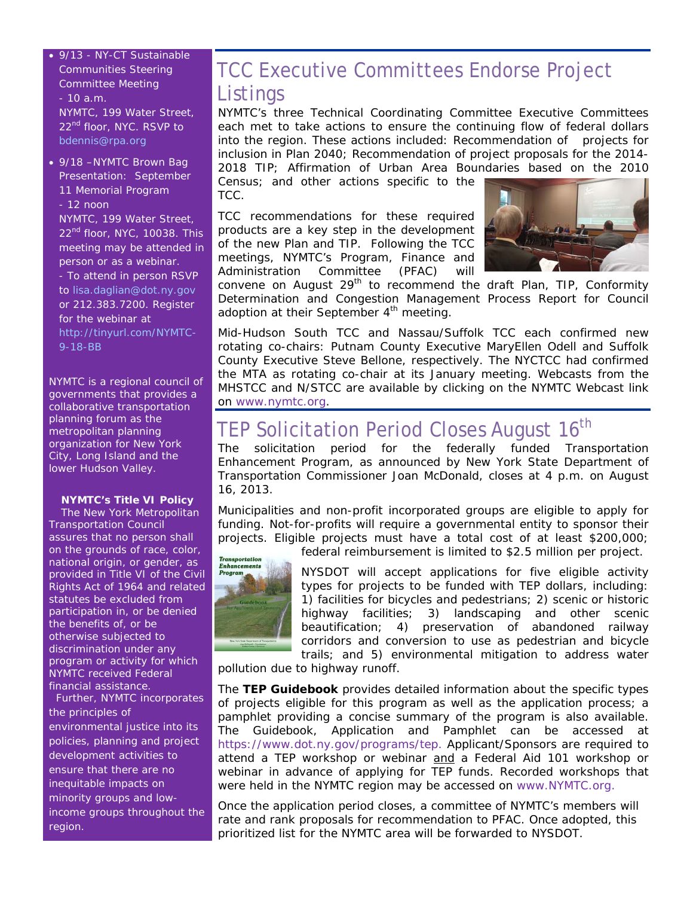- 9/13 - NY-CT Sustainable Communities Steering Committee Meeting - 10 a.m. NYMTC, 199 Water Street, 22nd floor, NYC. RSVP to bdennis@rpa.org
- 9/18 –NYMTC Brown Bag Presentation: September 11 Memorial Program - 12 noon NYMTC, 199 Water Street, 22nd floor, NYC, 10038. This meeting may be attended in person or as a webinar. - To attend in person RSVP to lisa.daglian@dot.ny.gov or 212.383.7200. Register for the webinar at http://tinyurl.com/NYMTC-9-18-BB

NYMTC is a regional council of governments that provides a collaborative transportation planning forum as the metropolitan planning organization for New York City, Long Island and the lower Hudson Valley.

**NYMTC's Title VI Policy**

The New York Metropolitan Transportation Council assures that no person shall on the grounds of race, color, national origin, or gender, as provided in Title VI of the Civil Rights Act of 1964 and related statutes be excluded from participation in, or be denied the benefits of, or be otherwise subjected to discrimination under any program or activity for which NYMTC received Federal financial assistance.

Further, NYMTC incorporates the principles of environmental justice into its policies, planning and project development activities to ensure that there are no inequitable impacts on minority groups and low-income groups throughout the region.

# TCC Executive Committees Endorse Project Listings

NYMTC's three Technical Coordinating Committee Executive Committees each met to take actions to ensure the continuing flow of federal dollars into the region. These actions included: Recommendation of projects for inclusion in Plan 2040; Recommendation of project proposals for the 2014-2018 TIP; Affirmation of Urban Area Boundaries based on the 2010 Census; and other actions specific to the TCC.

TCC recommendations for these required products are a key step in the development of the new Plan and TIP. Following the TCC meetings, NYMTC's Program, Finance and Administration Committee (PFAC) will convene on August 29th to recommend the draft Plan, TIP, Conformity Determination and Congestion Management Process Report for Council adoption at their September 4th meeting.

Mid-Hudson South TCC and Nassau/Suffolk TCC each confirmed new rotating co-chairs: Putnam County Executive MaryEllen Odell and Suffolk County Executive Steve Bellone, respectively. The NYCTCC had confirmed the MTA as rotating co-chair at its January meeting. Webcasts from the MHSTCC and N/STCC are available by clicking on the NYMTC Webcast link on www.nymtc.org.

# TEP Solicitation Period Closes August 16th

The solicitation period for the federally funded Transportation Enhancement Program, as announced by New York State Department of Transportation Commissioner Joan McDonald, closes at 4 p.m. on August 16, 2013.

Municipalities and non-profit incorporated groups are eligible to apply for funding. Not-for-profits will require a governmental entity to sponsor their projects. Eligible projects must have a total cost of at least $200,000; federal reimbursement is limited to $2.5 million per project.

NYSDOT will accept applications for five eligible activity types for projects to be funded with TEP dollars, including: 1) facilities for bicycles and pedestrians; 2) scenic or historic highway facilities; 3) landscaping and other scenic beautification; 4) preservation of abandoned railway corridors and conversion to use as pedestrian and bicycle trails; and 5) environmental mitigation to address water pollution due to highway runoff.

The **TEP Guidebook** provides detailed information about the specific types of projects eligible for this program as well as the application process; a pamphlet providing a concise summary of the program is also available. The Guidebook, Application and Pamphlet can be accessed at https://www.dot.ny.gov/programs/tep. Applicant/Sponsors are required to attend a TEP workshop or webinar and a Federal Aid 101 workshop or webinar in advance of applying for TEP funds. Recorded workshops that were held in the NYMTC region may be accessed on www.NYMTC.org.

Once the application period closes, a committee of NYMTC's members will rate and rank proposals for recommendation to PFAC. Once adopted, this prioritized list for the NYMTC area will be forwarded to NYSDOT.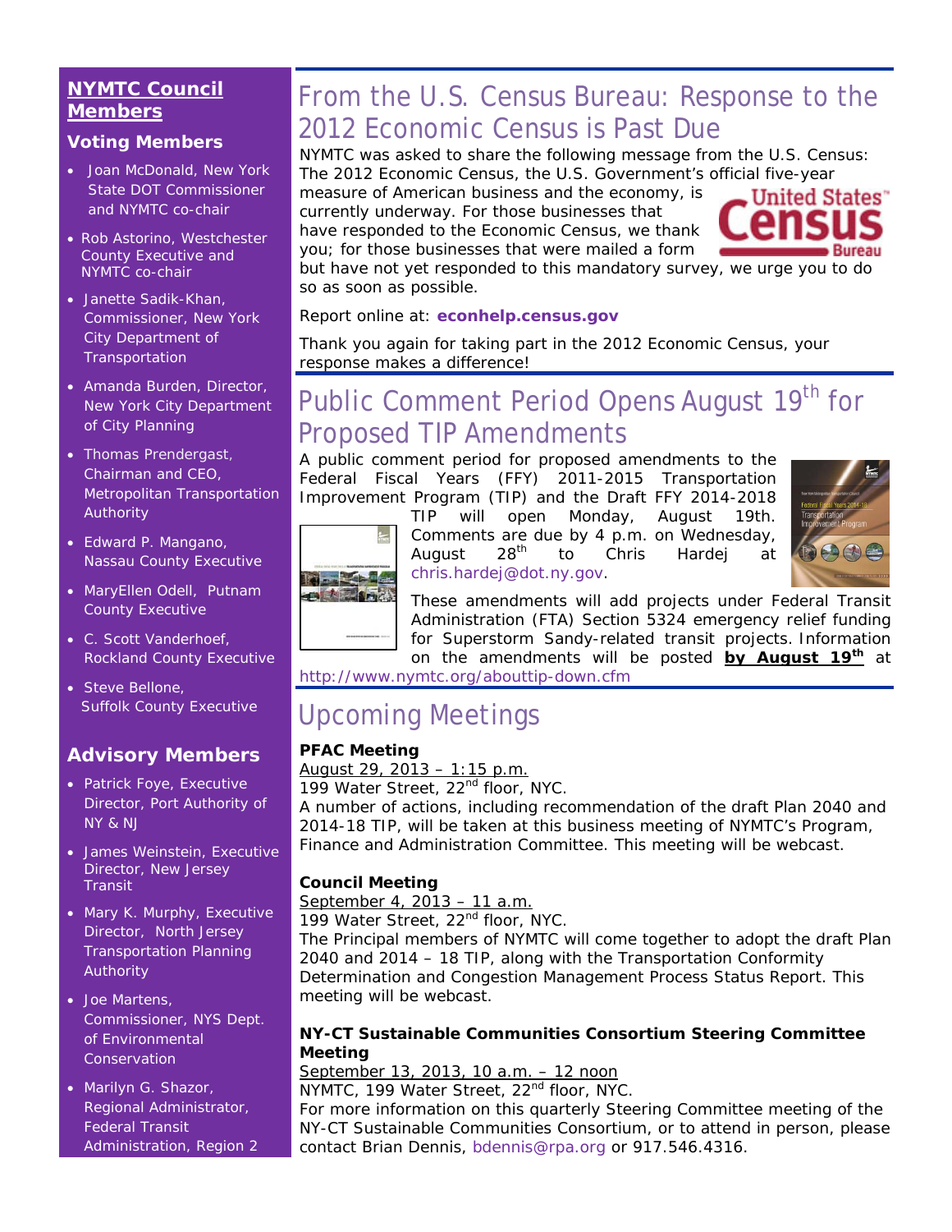## NYMTC Council Members

### Voting Members

- Joan McDonald, New York State DOT Commissioner and NYMTC co-chair
- Rob Astorino, Westchester County Executive and NYMTC co-chair
- Janette Sadik-Khan, Commissioner, New York City Department of Transportation
- Amanda Burden, Director, New York City Department of City Planning
- Thomas Prendergast, Chairman and CEO, Metropolitan Transportation Authority
- Edward P. Mangano, Nassau County Executive
- MaryEllen Odell, Putnam County Executive
- C. Scott Vanderhoef, Rockland County Executive
- Steve Bellone, Suffolk County Executive

### Advisory Members

- Patrick Foye, Executive Director, Port Authority of NY & NJ
- James Weinstein, Executive Director, New Jersey Transit
- Mary K. Murphy, Executive Director, North Jersey Transportation Planning Authority
- Joe Martens, Commissioner, NYS Dept. of Environmental Conservation
- Marilyn G. Shazor, Regional Administrator, Federal Transit Administration, Region 2

# From the U.S. Census Bureau: Response to the 2012 Economic Census is Past Due

NYMTC was asked to share the following message from the U.S. Census: The 2012 Economic Census, the U.S. Government's official five-year measure of American business and the economy, is currently underway. For those businesses that have responded to the Economic Census, we thank you; for those businesses that were mailed a form but have not yet responded to this mandatory survey, we urge you to do so as soon as possible.

Report online at: **econhelp.census.gov**

Thank you again for taking part in the 2012 Economic Census, your response makes a difference!

# Public Comment Period Opens August 19th for Proposed TIP Amendments

A public comment period for proposed amendments to the Federal Fiscal Years (FFY) 2011-2015 Transportation Improvement Program (TIP) and the Draft FFY 2014-2018 TIP will open Monday, August 19th. Comments are due by 4 p.m. on Wednesday, August 28th to Chris Hardej at chris.hardej@dot.ny.gov.

These amendments will add projects under Federal Transit Administration (FTA) Section 5324 emergency relief funding for Superstorm Sandy-related transit projects. Information on the amendments will be posted **by August 19th** at http://www.nymtc.org/abouttip-down.cfm

# Upcoming Meetings

**PFAC Meeting**
August 29, 2013 – 1:15 p.m.
199 Water Street, 22nd floor, NYC.
A number of actions, including recommendation of the draft Plan 2040 and 2014-18 TIP, will be taken at this business meeting of NYMTC's Program, Finance and Administration Committee. This meeting will be webcast.

**Council Meeting**
September 4, 2013 – 11 a.m.
199 Water Street, 22nd floor, NYC.
The Principal members of NYMTC will come together to adopt the draft Plan 2040 and 2014 – 18 TIP, along with the Transportation Conformity Determination and Congestion Management Process Status Report. This meeting will be webcast.

**NY-CT Sustainable Communities Consortium Steering Committee Meeting**
September 13, 2013, 10 a.m. – 12 noon
NYMTC, 199 Water Street, 22nd floor, NYC.
For more information on this quarterly Steering Committee meeting of the NY-CT Sustainable Communities Consortium, or to attend in person, please contact Brian Dennis, bdennis@rpa.org or 917.546.4316.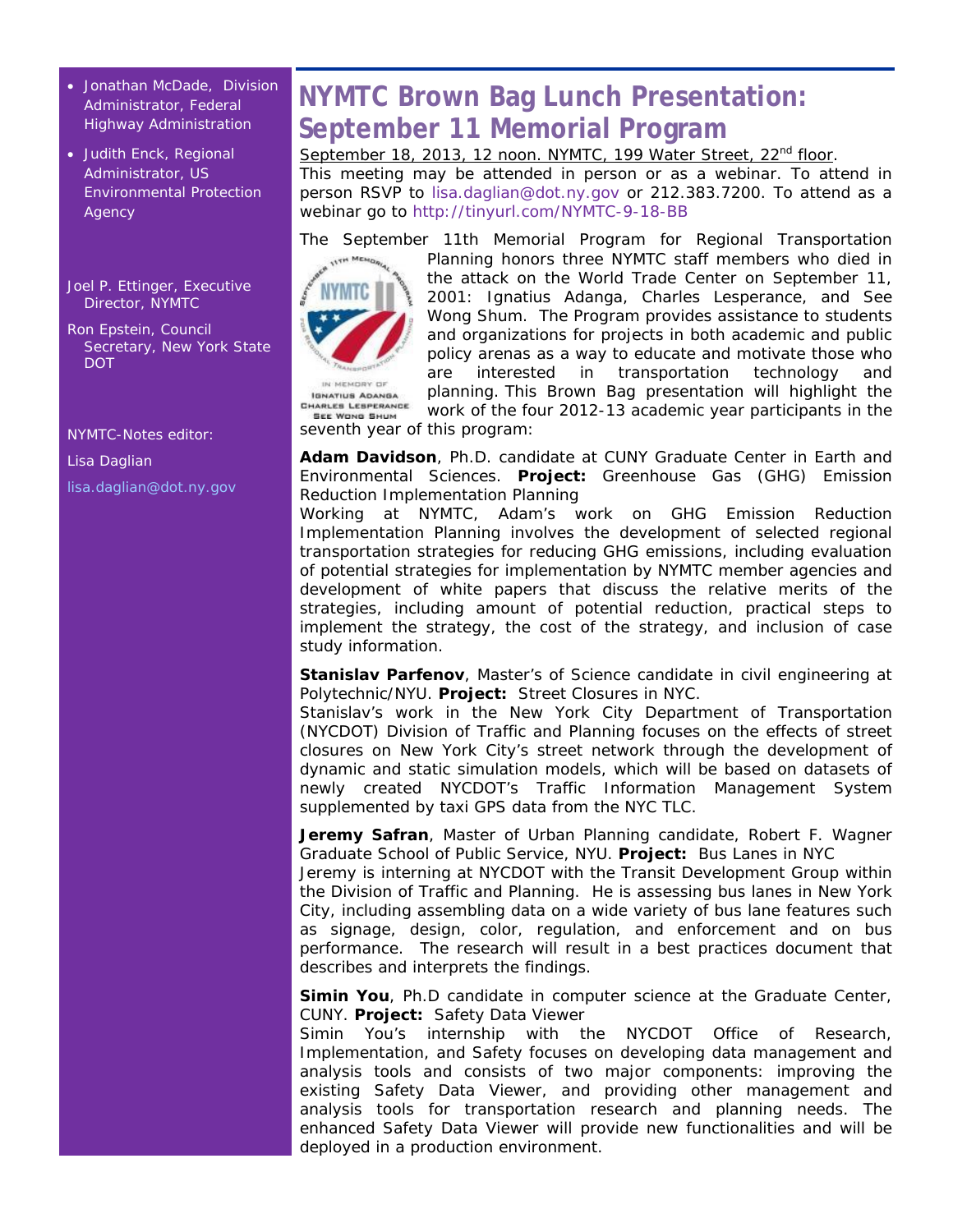- Jonathan McDade, Division Administrator, Federal Highway Administration
- Judith Enck, Regional Administrator, US Environmental Protection Agency

Joel P. Ettinger, Executive Director, NYMTC

Ron Epstein, Council Secretary, New York State DOT

NYMTC-Notes editor:

Lisa Daglian

lisa.daglian@dot.ny.gov

# NYMTC Brown Bag Lunch Presentation: September 11 Memorial Program

September 18, 2013, 12 noon. NYMTC, 199 Water Street, 22nd floor.

This meeting may be attended in person or as a webinar. To attend in person RSVP to lisa.daglian@dot.ny.gov or 212.383.7200. To attend as a webinar go to http://tinyurl.com/NYMTC-9-18-BB

The September 11th Memorial Program for Regional Transportation Planning honors three NYMTC staff members who died in the attack on the World Trade Center on September 11, 2001: Ignatius Adanga, Charles Lesperance, and See Wong Shum. The Program provides assistance to students and organizations for projects in both academic and public policy arenas as a way to educate and motivate those who are interested in transportation technology and planning. This Brown Bag presentation will highlight the work of the four 2012-13 academic year participants in the seventh year of this program:

**Adam Davidson**, Ph.D. candidate at CUNY Graduate Center in Earth and Environmental Sciences. **Project:** Greenhouse Gas (GHG) Emission Reduction Implementation Planning

Working at NYMTC, Adam's work on GHG Emission Reduction Implementation Planning involves the development of selected regional transportation strategies for reducing GHG emissions, including evaluation of potential strategies for implementation by NYMTC member agencies and development of white papers that discuss the relative merits of the strategies, including amount of potential reduction, practical steps to implement the strategy, the cost of the strategy, and inclusion of case study information.

**Stanislav Parfenov**, Master's of Science candidate in civil engineering at Polytechnic/NYU. **Project:** Street Closures in NYC.

Stanislav's work in the New York City Department of Transportation (NYCDOT) Division of Traffic and Planning focuses on the effects of street closures on New York City's street network through the development of dynamic and static simulation models, which will be based on datasets of newly created NYCDOT's Traffic Information Management System supplemented by taxi GPS data from the NYC TLC.

**Jeremy Safran**, Master of Urban Planning candidate, Robert F. Wagner Graduate School of Public Service, NYU. **Project:** Bus Lanes in NYC

Jeremy is interning at NYCDOT with the Transit Development Group within the Division of Traffic and Planning. He is assessing bus lanes in New York City, including assembling data on a wide variety of bus lane features such as signage, design, color, regulation, and enforcement and on bus performance. The research will result in a best practices document that describes and interprets the findings.

**Simin You**, Ph.D candidate in computer science at the Graduate Center, CUNY. **Project:** Safety Data Viewer

Simin You's internship with the NYCDOT Office of Research, Implementation, and Safety focuses on developing data management and analysis tools and consists of two major components: improving the existing Safety Data Viewer, and providing other management and analysis tools for transportation research and planning needs. The enhanced Safety Data Viewer will provide new functionalities and will be deployed in a production environment.